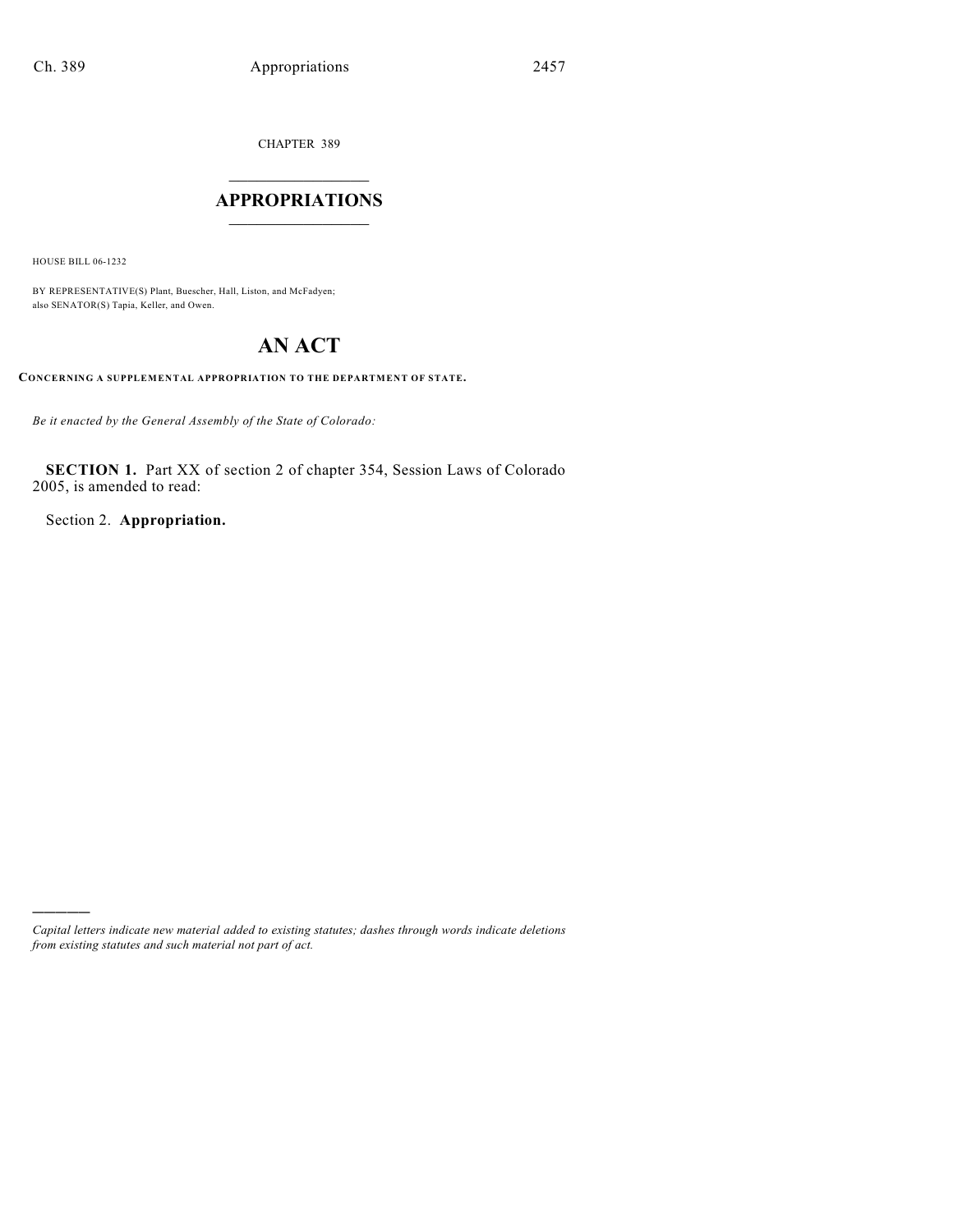CHAPTER 389

# APPROPRIATIONS

HOUSE BILL 06-1232

BY REPRESENTATIVE(S) Plant, Buescher, Hall, Liston, and McFadyen;
also SENATOR(S) Tapia, Keller, and Owen.

# AN ACT

**CONCERNING A SUPPLEMENTAL APPROPRIATION TO THE DEPARTMENT OF STATE.**

*Be it enacted by the General Assembly of the State of Colorado:*

**SECTION 1.** Part XX of section 2 of chapter 354, Session Laws of Colorado 2005, is amended to read:

Section 2. **Appropriation.**

---

*Capital letters indicate new material added to existing statutes; dashes through words indicate deletions from existing statutes and such material not part of act.*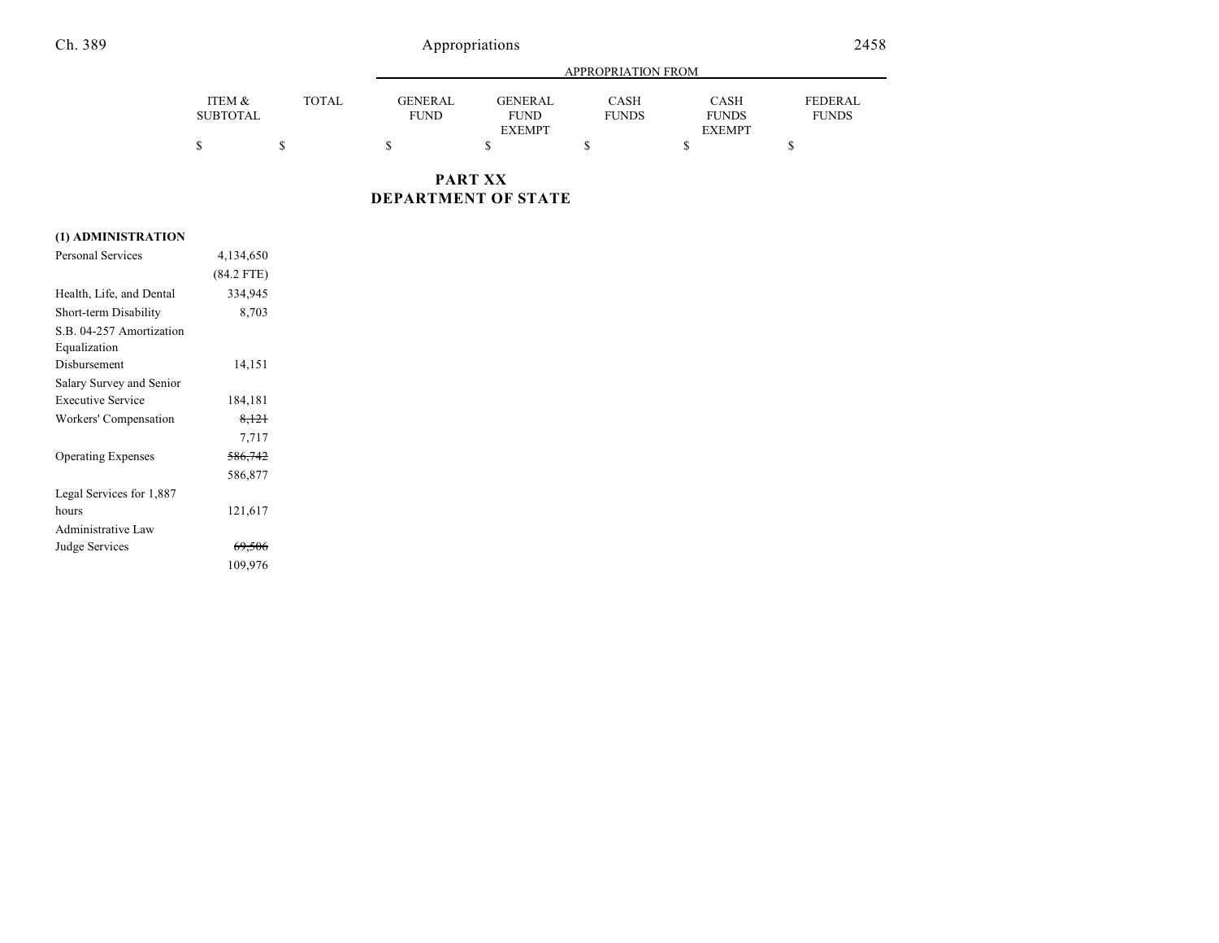| | ITEM & SUBTOTAL | TOTAL | GENERAL FUND | GENERAL FUND EXEMPT | CASH FUNDS | CASH FUNDS EXEMPT | FEDERAL FUNDS |
|---|---|---|---|---|---|---|---|
| | | | APPROPRIATION FROM | | | | |
| | $ | $ | $ | $ | $ | $ | $ |

## PART XX
## DEPARTMENT OF STATE

| | ITEM & SUBTOTAL | TOTAL | GENERAL FUND | GENERAL FUND EXEMPT | CASH FUNDS | CASH FUNDS EXEMPT | FEDERAL FUNDS |
|---|---|---|---|---|---|---|---|
| **(1) ADMINISTRATION** | | | | | | | |
| Personal Services | 4,134,650 | | | | | | |
| | (84.2 FTE) | | | | | | |
| Health, Life, and Dental | 334,945 | | | | | | |
| Short-term Disability | 8,703 | | | | | | |
| S.B. 04-257 Amortization Equalization Disbursement | 14,151 | | | | | | |
| Salary Survey and Senior Executive Service | 184,181 | | | | | | |
| Workers' Compensation | ~~8,121~~ | | | | | | |
| | 7,717 | | | | | | |
| Operating Expenses | ~~586,742~~ | | | | | | |
| | 586,877 | | | | | | |
| Legal Services for 1,887 hours | 121,617 | | | | | | |
| Administrative Law Judge Services | ~~69,506~~ | | | | | | |
| | 109,976 | | | | | | |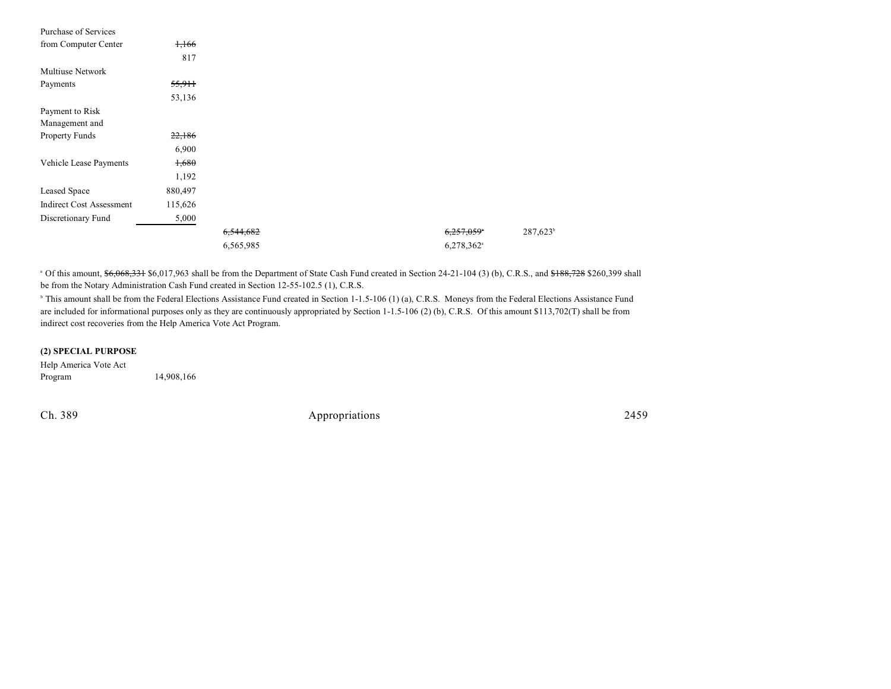| | | | | | |
|---|---|---|---|---|---|
| Purchase of Services from Computer Center | ~~1,166~~ 817 | | | | |
| Multiuse Network Payments | ~~55,911~~ 53,136 | | | | |
| Payment to Risk Management and Property Funds | ~~22,186~~ 6,900 | | | | |
| Vehicle Lease Payments | ~~1,680~~ 1,192 | | | | |
| Leased Space | 880,497 | | | | |
| Indirect Cost Assessment | 115,626 | | | | |
| Discretionary Fund | 5,000 | | | | |
| | | ~~6,544,682~~ 6,565,985 | | ~~6,257,059~~[a] 6,278,362[a] | 287,623[b] |

[a] Of this amount, ~~$6,068,331~~ $6,017,963 shall be from the Department of State Cash Fund created in Section 24-21-104 (3) (b), C.R.S., and ~~$188,728~~ $260,399 shall be from the Notary Administration Cash Fund created in Section 12-55-102.5 (1), C.R.S.

[b] This amount shall be from the Federal Elections Assistance Fund created in Section 1-1.5-106 (1) (a), C.R.S. Moneys from the Federal Elections Assistance Fund are included for informational purposes only as they are continuously appropriated by Section 1-1.5-106 (2) (b), C.R.S. Of this amount $113,702(T) shall be from indirect cost recoveries from the Help America Vote Act Program.

**(2) SPECIAL PURPOSE**

| | |
|---|---|
| Help America Vote Act Program | 14,908,166 |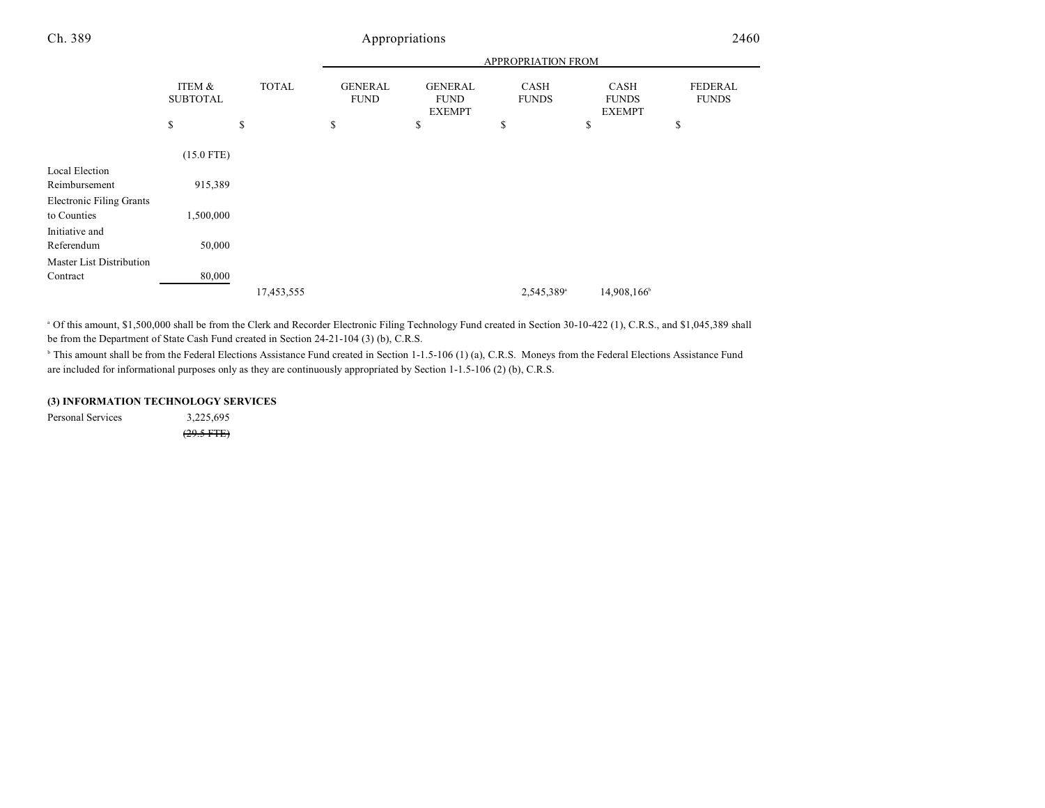| | ITEM & SUBTOTAL | TOTAL | APPROPRIATION FROM GENERAL FUND | GENERAL FUND EXEMPT | CASH FUNDS | CASH FUNDS EXEMPT | FEDERAL FUNDS |
|---|---|---|---|---|---|---|---|
| | $ | $ | $ | $ | $ | $ | $ |
| | (15.0 FTE) | | | | | | |
| Local Election Reimbursement | 915,389 | | | | | | |
| Electronic Filing Grants to Counties | 1,500,000 | | | | | | |
| Initiative and Referendum | 50,000 | | | | | | |
| Master List Distribution Contract | 80,000 | | | | | | |
| | | 17,453,555 | | | 2,545,389[a] | 14,908,166[b] | |

[a] Of this amount, $1,500,000 shall be from the Clerk and Recorder Electronic Filing Technology Fund created in Section 30-10-422 (1), C.R.S., and $1,045,389 shall be from the Department of State Cash Fund created in Section 24-21-104 (3) (b), C.R.S.

[b] This amount shall be from the Federal Elections Assistance Fund created in Section 1-1.5-106 (1) (a), C.R.S. Moneys from the Federal Elections Assistance Fund are included for informational purposes only as they are continuously appropriated by Section 1-1.5-106 (2) (b), C.R.S.

**(3) INFORMATION TECHNOLOGY SERVICES**

| | ITEM & SUBTOTAL |
|---|---|
| Personal Services | 3,225,695 |
| | ~~(29.5 FTE)~~ |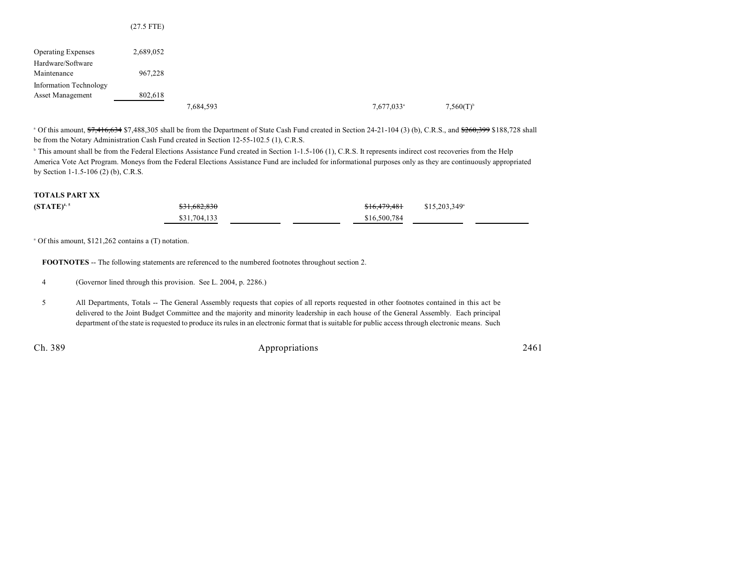| | | | | | | | |
|---|---|---|---|---|---|---|---|
| | (27.5 FTE) | | | | | | |
| Operating Expenses | 2,689,052 | | | | | | |
| Hardware/Software Maintenance | 967,228 | | | | | | |
| Information Technology Asset Management | 802,618 | | | | | | |
| | | 7,684,593 | | | 7,677,033[a] | 7,560(T)[b] | |

[a] Of this amount, ~~$7,416,634~~ $7,488,305 shall be from the Department of State Cash Fund created in Section 24-21-104 (3) (b), C.R.S., and ~~$260,399~~ $188,728 shall be from the Notary Administration Cash Fund created in Section 12-55-102.5 (1), C.R.S.

[b] This amount shall be from the Federal Elections Assistance Fund created in Section 1-1.5-106 (1), C.R.S. It represents indirect cost recoveries from the Help America Vote Act Program. Moneys from the Federal Elections Assistance Fund are included for informational purposes only as they are continuously appropriated by Section 1-1.5-106 (2) (b), C.R.S.

| | | | | | | |
|---|---|---|---|---|---|---|
| **TOTALS PART XX** | | | | | | |
| **(STATE)**[4, 5] | ~~$31,682,830~~ | | | ~~$16,479,481~~ | $15,203,349[a] | |
| | $31,704,133 | | | $16,500,784 | | |

[a] Of this amount, $121,262 contains a (T) notation.

**FOOTNOTES** -- The following statements are referenced to the numbered footnotes throughout section 2.

4 (Governor lined through this provision. See L. 2004, p. 2286.)

5 All Departments, Totals -- The General Assembly requests that copies of all reports requested in other footnotes contained in this act be delivered to the Joint Budget Committee and the majority and minority leadership in each house of the General Assembly. Each principal department of the state is requested to produce its rules in an electronic format that is suitable for public access through electronic means. Such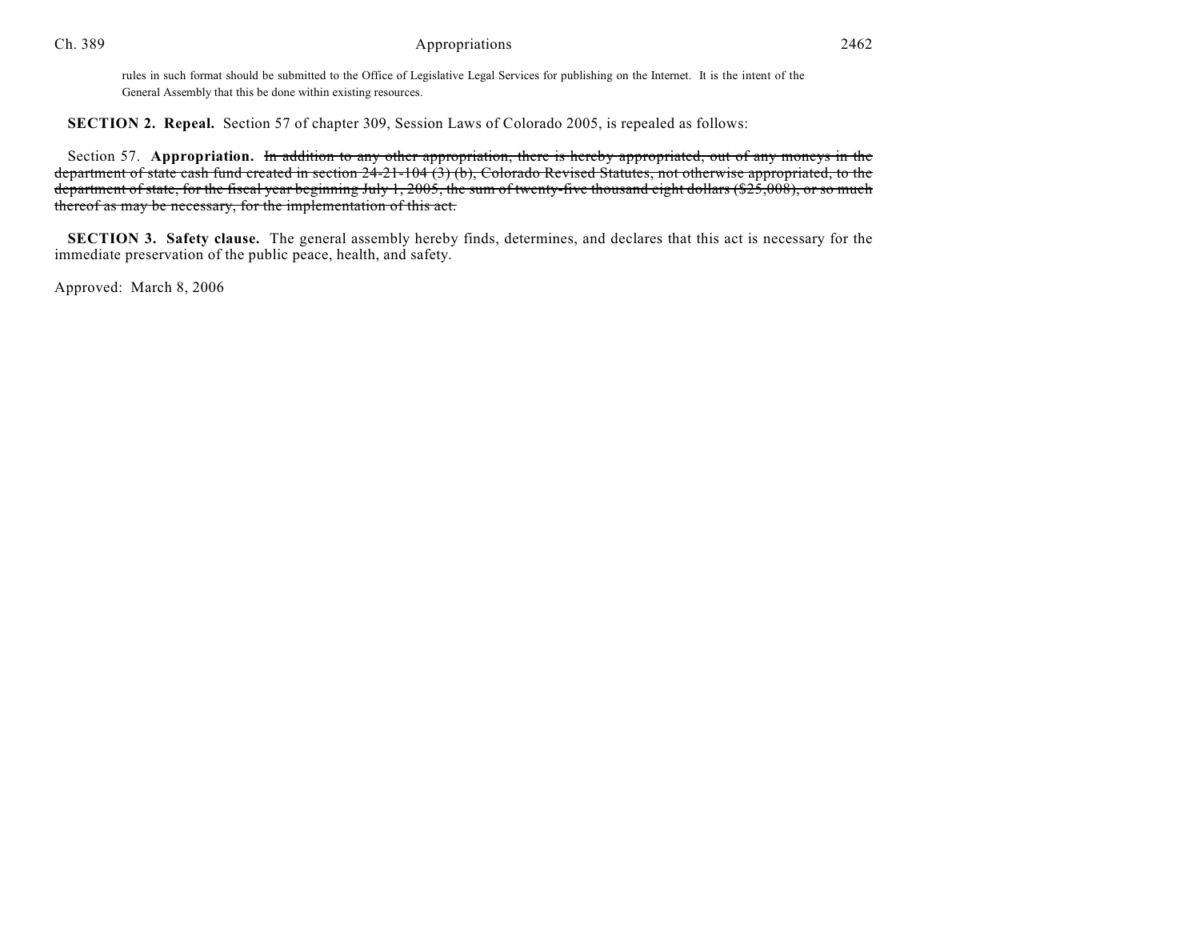rules in such format should be submitted to the Office of Legislative Legal Services for publishing on the Internet. It is the intent of the General Assembly that this be done within existing resources.

**SECTION 2. Repeal.** Section 57 of chapter 309, Session Laws of Colorado 2005, is repealed as follows:

Section 57. **Appropriation.** ~~In addition to any other appropriation, there is hereby appropriated, out of any moneys in the department of state cash fund created in section 24-21-104 (3) (b), Colorado Revised Statutes, not otherwise appropriated, to the department of state, for the fiscal year beginning July 1, 2005, the sum of twenty-five thousand eight dollars ($25,008), or so much thereof as may be necessary, for the implementation of this act.~~

**SECTION 3. Safety clause.** The general assembly hereby finds, determines, and declares that this act is necessary for the immediate preservation of the public peace, health, and safety.

Approved: March 8, 2006